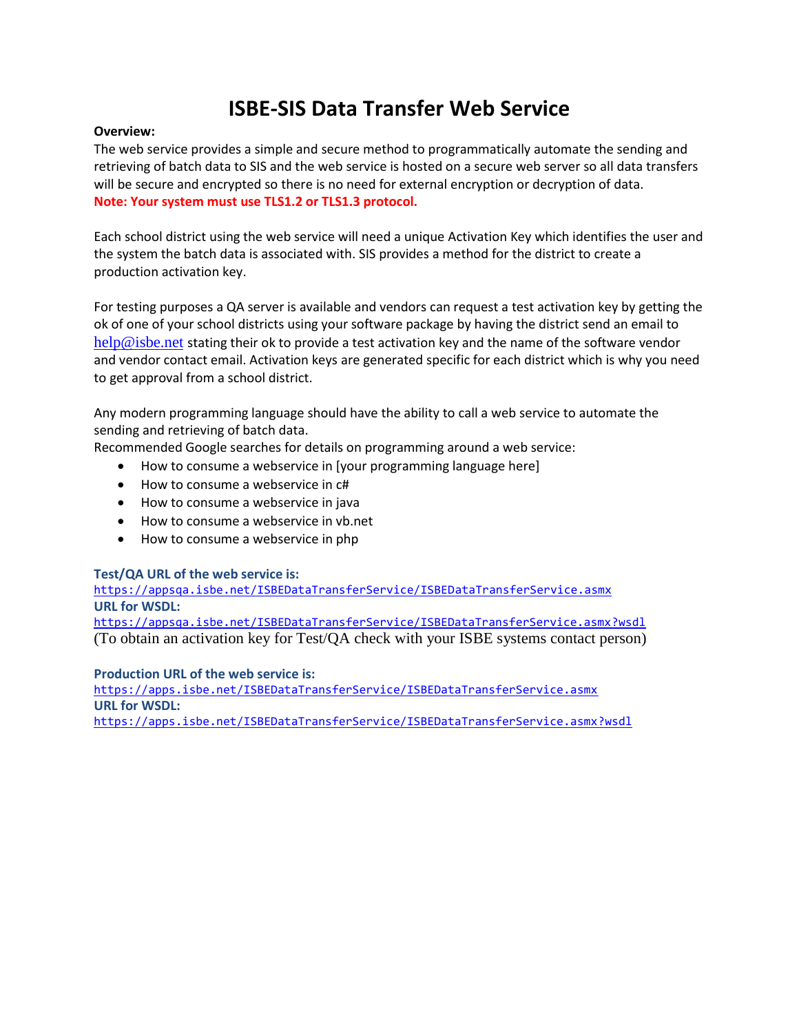# ISBE-SIS Data Transfer Web Service

**Overview:**

The web service provides a simple and secure method to programmatically automate the sending and retrieving of batch data to SIS and the web service is hosted on a secure web server so all data transfers will be secure and encrypted so there is no need for external encryption or decryption of data.

**Note: Your system must use TLS1.2 or TLS1.3 protocol.**

Each school district using the web service will need a unique Activation Key which identifies the user and the system the batch data is associated with. SIS provides a method for the district to create a production activation key.

For testing purposes a QA server is available and vendors can request a test activation key by getting the ok of one of your school districts using your software package by having the district send an email to help@isbe.net stating their ok to provide a test activation key and the name of the software vendor and vendor contact email. Activation keys are generated specific for each district which is why you need to get approval from a school district.

Any modern programming language should have the ability to call a web service to automate the sending and retrieving of batch data.

Recommended Google searches for details on programming around a web service:

- How to consume a webservice in [your programming language here]
- How to consume a webservice in c#
- How to consume a webservice in java
- How to consume a webservice in vb.net
- How to consume a webservice in php

**Test/QA URL of the web service is:**

https://appsqa.isbe.net/ISBEDataTransferService/ISBEDataTransferService.asmx

**URL for WSDL:**

https://appsqa.isbe.net/ISBEDataTransferService/ISBEDataTransferService.asmx?wsdl

(To obtain an activation key for Test/QA check with your ISBE systems contact person)

**Production URL of the web service is:**

https://apps.isbe.net/ISBEDataTransferService/ISBEDataTransferService.asmx

**URL for WSDL:**

https://apps.isbe.net/ISBEDataTransferService/ISBEDataTransferService.asmx?wsdl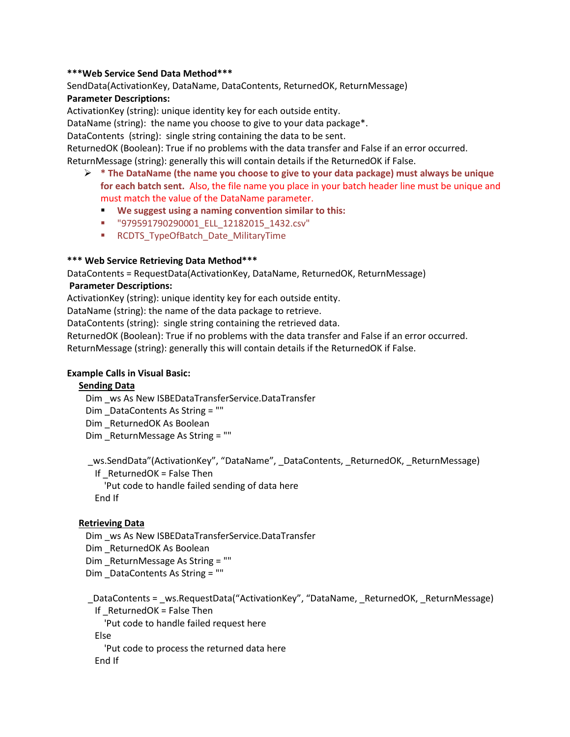**\*\*\*Web Service Send Data Method\*\*\***

SendData(ActivationKey, DataName, DataContents, ReturnedOK, ReturnMessage)

**Parameter Descriptions:**

ActivationKey (string): unique identity key for each outside entity.
DataName (string): the name you choose to give to your data package*.
DataContents (string): single string containing the data to be sent.
ReturnedOK (Boolean): True if no problems with the data transfer and False if an error occurred.
ReturnMessage (string): generally this will contain details if the ReturnedOK if False.

- **\* The DataName (the name you choose to give to your data package) must always be unique for each batch sent.** Also, the file name you place in your batch header line must be unique and must match the value of the DataName parameter.
  - **We suggest using a naming convention similar to this:**
  - "979591790290001_ELL_12182015_1432.csv"
  - RCDTS_TypeOfBatch_Date_MilitaryTime

**\*\*\* Web Service Retrieving Data Method\*\*\***

DataContents = RequestData(ActivationKey, DataName, ReturnedOK, ReturnMessage)

**Parameter Descriptions:**

ActivationKey (string): unique identity key for each outside entity.
DataName (string): the name of the data package to retrieve.
DataContents (string): single string containing the retrieved data.
ReturnedOK (Boolean): True if no problems with the data transfer and False if an error occurred.
ReturnMessage (string): generally this will contain details if the ReturnedOK if False.

**Example Calls in Visual Basic:**

**Sending Data**

```
Dim _ws As New ISBEDataTransferService.DataTransfer
Dim _DataContents As String = ""
Dim _ReturnedOK As Boolean
Dim _ReturnMessage As String = ""

 _ws.SendData"(ActivationKey", "DataName", _DataContents, _ReturnedOK, _ReturnMessage)
   If _ReturnedOK = False Then
      'Put code to handle failed sending of data here
   End If
```

**Retrieving Data**

```
Dim _ws As New ISBEDataTransferService.DataTransfer
Dim _ReturnedOK As Boolean
Dim _ReturnMessage As String = ""
Dim _DataContents As String = ""

 _DataContents = _ws.RequestData("ActivationKey", "DataName, _ReturnedOK, _ReturnMessage)
   If _ReturnedOK = False Then
      'Put code to handle failed request here
   Else
      'Put code to process the returned data here
   End If
```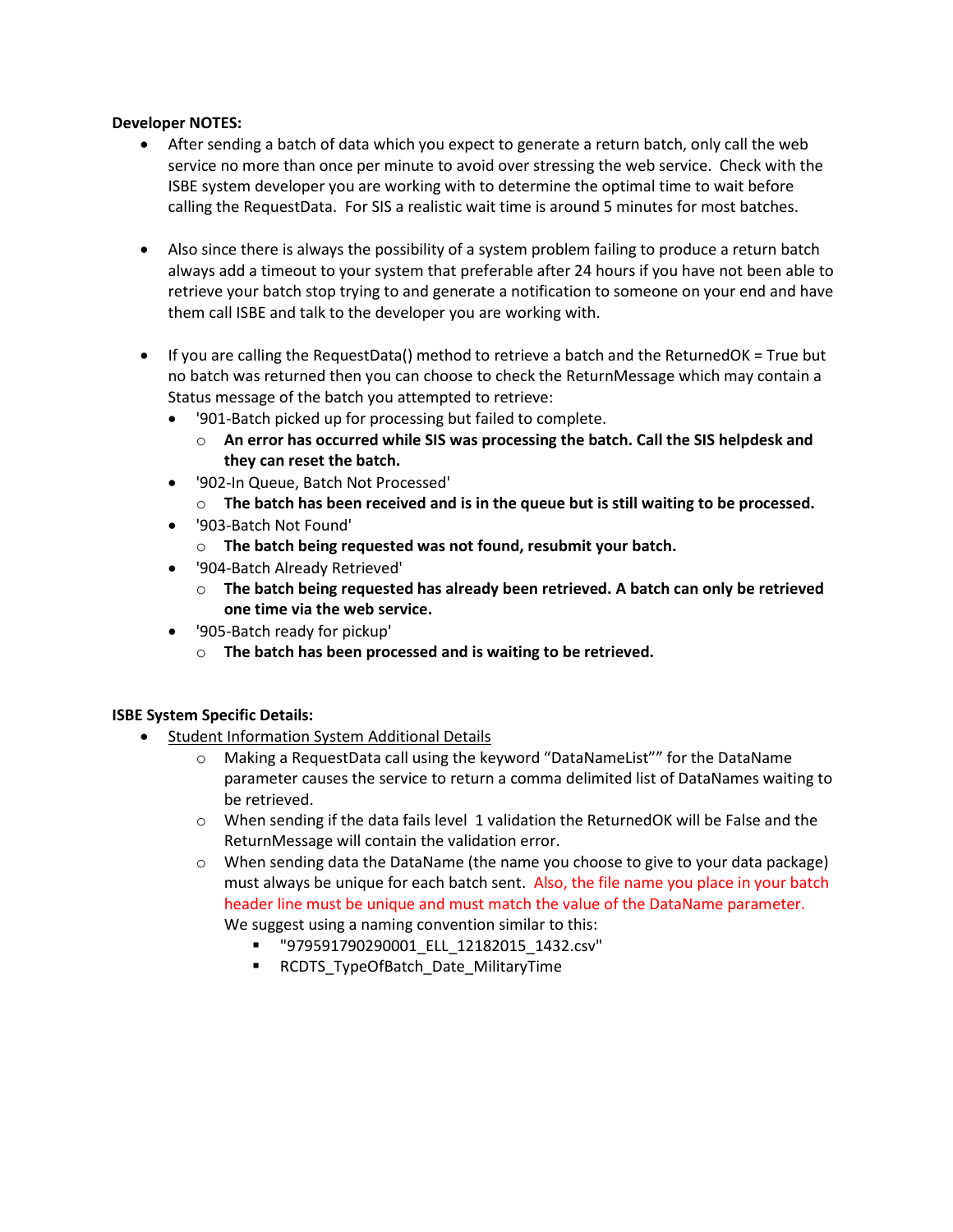**Developer NOTES:**

- After sending a batch of data which you expect to generate a return batch, only call the web service no more than once per minute to avoid over stressing the web service. Check with the ISBE system developer you are working with to determine the optimal time to wait before calling the RequestData. For SIS a realistic wait time is around 5 minutes for most batches.

- Also since there is always the possibility of a system problem failing to produce a return batch always add a timeout to your system that preferable after 24 hours if you have not been able to retrieve your batch stop trying to and generate a notification to someone on your end and have them call ISBE and talk to the developer you are working with.

- If you are calling the RequestData() method to retrieve a batch and the ReturnedOK = True but no batch was returned then you can choose to check the ReturnMessage which may contain a Status message of the batch you attempted to retrieve:
  - '901-Batch picked up for processing but failed to complete.
    - **An error has occurred while SIS was processing the batch. Call the SIS helpdesk and they can reset the batch.**
  - '902-In Queue, Batch Not Processed'
    - **The batch has been received and is in the queue but is still waiting to be processed.**
  - '903-Batch Not Found'
    - **The batch being requested was not found, resubmit your batch.**
  - '904-Batch Already Retrieved'
    - **The batch being requested has already been retrieved. A batch can only be retrieved one time via the web service.**
  - '905-Batch ready for pickup'
    - **The batch has been processed and is waiting to be retrieved.**

**ISBE System Specific Details:**

- Student Information System Additional Details
  - Making a RequestData call using the keyword "DataNameList"" for the DataName parameter causes the service to return a comma delimited list of DataNames waiting to be retrieved.
  - When sending if the data fails level 1 validation the ReturnedOK will be False and the ReturnMessage will contain the validation error.
  - When sending data the DataName (the name you choose to give to your data package) must always be unique for each batch sent. Also, the file name you place in your batch header line must be unique and must match the value of the DataName parameter. We suggest using a naming convention similar to this:
    - "979591790290001_ELL_12182015_1432.csv"
    - RCDTS_TypeOfBatch_Date_MilitaryTime